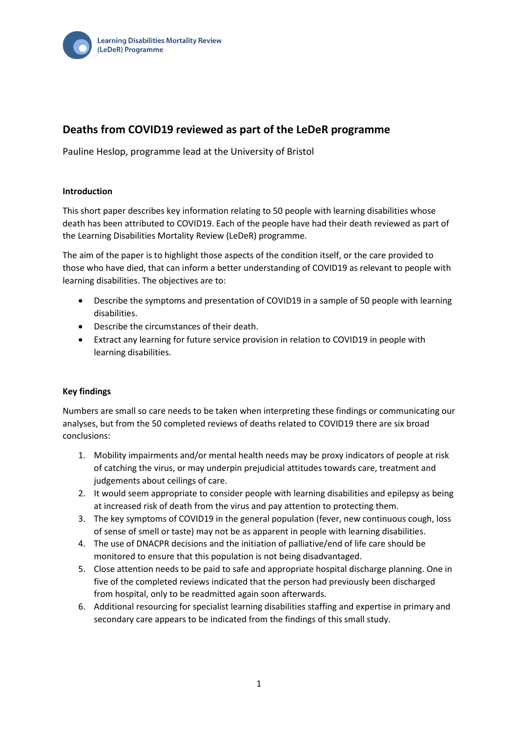Learning Disabilities Mortality Review (LeDeR) Programme

# Deaths from COVID19 reviewed as part of the LeDeR programme

Pauline Heslop, programme lead at the University of Bristol

## Introduction

This short paper describes key information relating to 50 people with learning disabilities whose death has been attributed to COVID19. Each of the people have had their death reviewed as part of the Learning Disabilities Mortality Review (LeDeR) programme.

The aim of the paper is to highlight those aspects of the condition itself, or the care provided to those who have died, that can inform a better understanding of COVID19 as relevant to people with learning disabilities. The objectives are to:

- Describe the symptoms and presentation of COVID19 in a sample of 50 people with learning disabilities.
- Describe the circumstances of their death.
- Extract any learning for future service provision in relation to COVID19 in people with learning disabilities.

## Key findings

Numbers are small so care needs to be taken when interpreting these findings or communicating our analyses, but from the 50 completed reviews of deaths related to COVID19 there are six broad conclusions:

1. Mobility impairments and/or mental health needs may be proxy indicators of people at risk of catching the virus, or may underpin prejudicial attitudes towards care, treatment and judgements about ceilings of care.
2. It would seem appropriate to consider people with learning disabilities and epilepsy as being at increased risk of death from the virus and pay attention to protecting them.
3. The key symptoms of COVID19 in the general population (fever, new continuous cough, loss of sense of smell or taste) may not be as apparent in people with learning disabilities.
4. The use of DNACPR decisions and the initiation of palliative/end of life care should be monitored to ensure that this population is not being disadvantaged.
5. Close attention needs to be paid to safe and appropriate hospital discharge planning. One in five of the completed reviews indicated that the person had previously been discharged from hospital, only to be readmitted again soon afterwards.
6. Additional resourcing for specialist learning disabilities staffing and expertise in primary and secondary care appears to be indicated from the findings of this small study.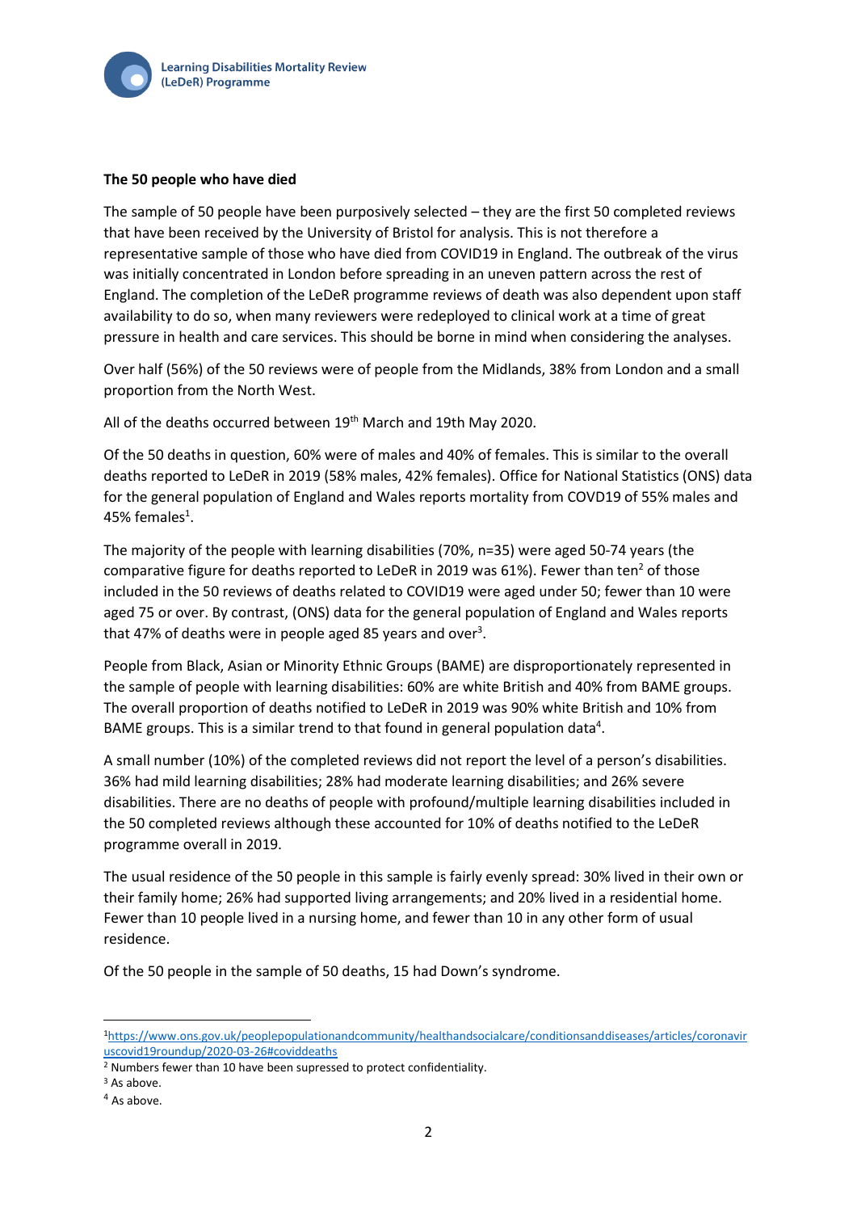**The 50 people who have died**

The sample of 50 people have been purposively selected – they are the first 50 completed reviews that have been received by the University of Bristol for analysis. This is not therefore a representative sample of those who have died from COVID19 in England. The outbreak of the virus was initially concentrated in London before spreading in an uneven pattern across the rest of England. The completion of the LeDeR programme reviews of death was also dependent upon staff availability to do so, when many reviewers were redeployed to clinical work at a time of great pressure in health and care services. This should be borne in mind when considering the analyses.

Over half (56%) of the 50 reviews were of people from the Midlands, 38% from London and a small proportion from the North West.

All of the deaths occurred between 19th March and 19th May 2020.

Of the 50 deaths in question, 60% were of males and 40% of females. This is similar to the overall deaths reported to LeDeR in 2019 (58% males, 42% females). Office for National Statistics (ONS) data for the general population of England and Wales reports mortality from COVD19 of 55% males and 45% females[1].

The majority of the people with learning disabilities (70%, n=35) were aged 50-74 years (the comparative figure for deaths reported to LeDeR in 2019 was 61%). Fewer than ten[2] of those included in the 50 reviews of deaths related to COVID19 were aged under 50; fewer than 10 were aged 75 or over. By contrast, (ONS) data for the general population of England and Wales reports that 47% of deaths were in people aged 85 years and over[3].

People from Black, Asian or Minority Ethnic Groups (BAME) are disproportionately represented in the sample of people with learning disabilities: 60% are white British and 40% from BAME groups. The overall proportion of deaths notified to LeDeR in 2019 was 90% white British and 10% from BAME groups. This is a similar trend to that found in general population data[4].

A small number (10%) of the completed reviews did not report the level of a person's disabilities. 36% had mild learning disabilities; 28% had moderate learning disabilities; and 26% severe disabilities. There are no deaths of people with profound/multiple learning disabilities included in the 50 completed reviews although these accounted for 10% of deaths notified to the LeDeR programme overall in 2019.

The usual residence of the 50 people in this sample is fairly evenly spread: 30% lived in their own or their family home; 26% had supported living arrangements; and 20% lived in a residential home. Fewer than 10 people lived in a nursing home, and fewer than 10 in any other form of usual residence.

Of the 50 people in the sample of 50 deaths, 15 had Down's syndrome.

---

[1] https://www.ons.gov.uk/peoplepopulationandcommunity/healthandsocialcare/conditionsanddiseases/articles/coronaviruscovid19roundup/2020-03-26#coviddeaths

[2] Numbers fewer than 10 have been supressed to protect confidentiality.

[3] As above.

[4] As above.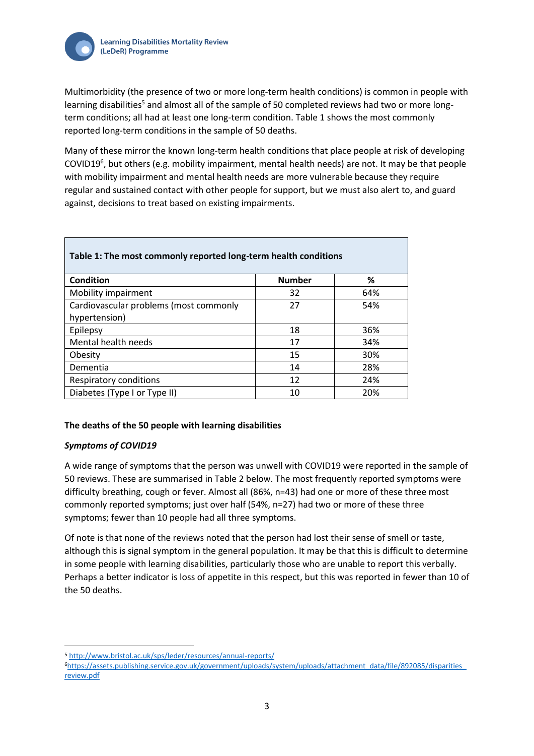Multimorbidity (the presence of two or more long-term health conditions) is common in people with learning disabilities[5] and almost all of the sample of 50 completed reviews had two or more long-term conditions; all had at least one long-term condition. Table 1 shows the most commonly reported long-term conditions in the sample of 50 deaths.

Many of these mirror the known long-term health conditions that place people at risk of developing COVID19[6], but others (e.g. mobility impairment, mental health needs) are not. It may be that people with mobility impairment and mental health needs are more vulnerable because they require regular and sustained contact with other people for support, but we must also alert to, and guard against, decisions to treat based on existing impairments.

| **Table 1: The most commonly reported long-term health conditions** | | |
|---|---|---|
| **Condition** | **Number** | **%** |
| Mobility impairment | 32 | 64% |
| Cardiovascular problems (most commonly hypertension) | 27 | 54% |
| Epilepsy | 18 | 36% |
| Mental health needs | 17 | 34% |
| Obesity | 15 | 30% |
| Dementia | 14 | 28% |
| Respiratory conditions | 12 | 24% |
| Diabetes (Type I or Type II) | 10 | 20% |

**The deaths of the 50 people with learning disabilities**

***Symptoms of COVID19***

A wide range of symptoms that the person was unwell with COVID19 were reported in the sample of 50 reviews. These are summarised in Table 2 below. The most frequently reported symptoms were difficulty breathing, cough or fever. Almost all (86%, n=43) had one or more of these three most commonly reported symptoms; just over half (54%, n=27) had two or more of these three symptoms; fewer than 10 people had all three symptoms.

Of note is that none of the reviews noted that the person had lost their sense of smell or taste, although this is signal symptom in the general population. It may be that this is difficult to determine in some people with learning disabilities, particularly those who are unable to report this verbally. Perhaps a better indicator is loss of appetite in this respect, but this was reported in fewer than 10 of the 50 deaths.

---

[5] http://www.bristol.ac.uk/sps/leder/resources/annual-reports/

[6] https://assets.publishing.service.gov.uk/government/uploads/system/uploads/attachment_data/file/892085/disparities_review.pdf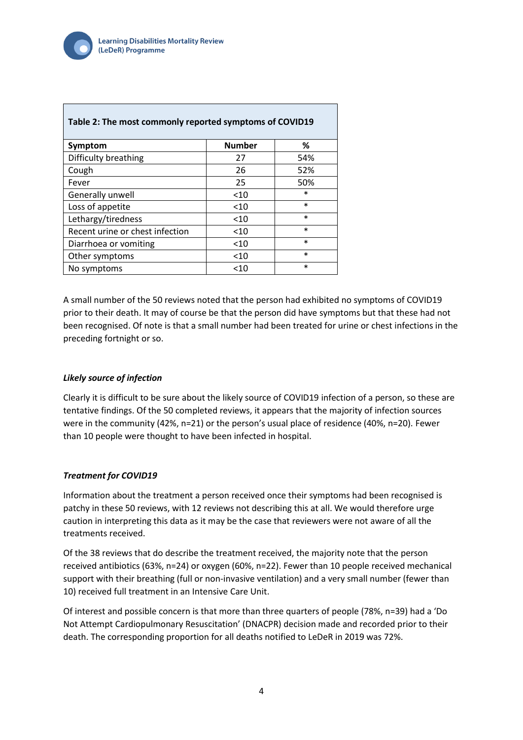| Table 2: The most commonly reported symptoms of COVID19 | | |
|---|---|---|
| **Symptom** | **Number** | **%** |
| Difficulty breathing | 27 | 54% |
| Cough | 26 | 52% |
| Fever | 25 | 50% |
| Generally unwell | <10 | * |
| Loss of appetite | <10 | * |
| Lethargy/tiredness | <10 | * |
| Recent urine or chest infection | <10 | * |
| Diarrhoea or vomiting | <10 | * |
| Other symptoms | <10 | * |
| No symptoms | <10 | * |

A small number of the 50 reviews noted that the person had exhibited no symptoms of COVID19 prior to their death. It may of course be that the person did have symptoms but that these had not been recognised. Of note is that a small number had been treated for urine or chest infections in the preceding fortnight or so.

### *Likely source of infection*

Clearly it is difficult to be sure about the likely source of COVID19 infection of a person, so these are tentative findings. Of the 50 completed reviews, it appears that the majority of infection sources were in the community (42%, n=21) or the person's usual place of residence (40%, n=20). Fewer than 10 people were thought to have been infected in hospital.

### *Treatment for COVID19*

Information about the treatment a person received once their symptoms had been recognised is patchy in these 50 reviews, with 12 reviews not describing this at all. We would therefore urge caution in interpreting this data as it may be the case that reviewers were not aware of all the treatments received.

Of the 38 reviews that do describe the treatment received, the majority note that the person received antibiotics (63%, n=24) or oxygen (60%, n=22). Fewer than 10 people received mechanical support with their breathing (full or non-invasive ventilation) and a very small number (fewer than 10) received full treatment in an Intensive Care Unit.

Of interest and possible concern is that more than three quarters of people (78%, n=39) had a 'Do Not Attempt Cardiopulmonary Resuscitation' (DNACPR) decision made and recorded prior to their death. The corresponding proportion for all deaths notified to LeDeR in 2019 was 72%.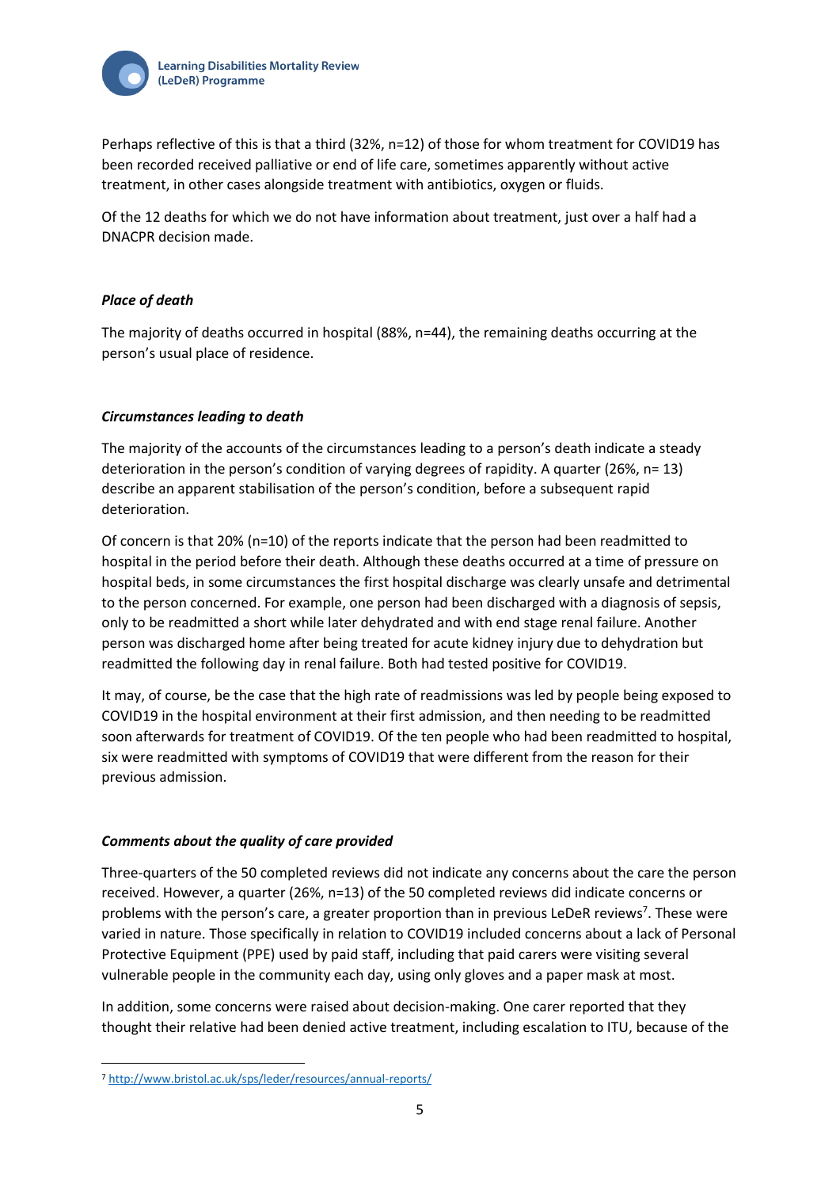Perhaps reflective of this is that a third (32%, n=12) of those for whom treatment for COVID19 has been recorded received palliative or end of life care, sometimes apparently without active treatment, in other cases alongside treatment with antibiotics, oxygen or fluids.

Of the 12 deaths for which we do not have information about treatment, just over a half had a DNACPR decision made.

### *Place of death*

The majority of deaths occurred in hospital (88%, n=44), the remaining deaths occurring at the person's usual place of residence.

### *Circumstances leading to death*

The majority of the accounts of the circumstances leading to a person's death indicate a steady deterioration in the person's condition of varying degrees of rapidity. A quarter (26%, n= 13) describe an apparent stabilisation of the person's condition, before a subsequent rapid deterioration.

Of concern is that 20% (n=10) of the reports indicate that the person had been readmitted to hospital in the period before their death. Although these deaths occurred at a time of pressure on hospital beds, in some circumstances the first hospital discharge was clearly unsafe and detrimental to the person concerned. For example, one person had been discharged with a diagnosis of sepsis, only to be readmitted a short while later dehydrated and with end stage renal failure. Another person was discharged home after being treated for acute kidney injury due to dehydration but readmitted the following day in renal failure. Both had tested positive for COVID19.

It may, of course, be the case that the high rate of readmissions was led by people being exposed to COVID19 in the hospital environment at their first admission, and then needing to be readmitted soon afterwards for treatment of COVID19. Of the ten people who had been readmitted to hospital, six were readmitted with symptoms of COVID19 that were different from the reason for their previous admission.

### *Comments about the quality of care provided*

Three-quarters of the 50 completed reviews did not indicate any concerns about the care the person received. However, a quarter (26%, n=13) of the 50 completed reviews did indicate concerns or problems with the person's care, a greater proportion than in previous LeDeR reviews[7]. These were varied in nature. Those specifically in relation to COVID19 included concerns about a lack of Personal Protective Equipment (PPE) used by paid staff, including that paid carers were visiting several vulnerable people in the community each day, using only gloves and a paper mask at most.

In addition, some concerns were raised about decision-making. One carer reported that they thought their relative had been denied active treatment, including escalation to ITU, because of the

[7] http://www.bristol.ac.uk/sps/leder/resources/annual-reports/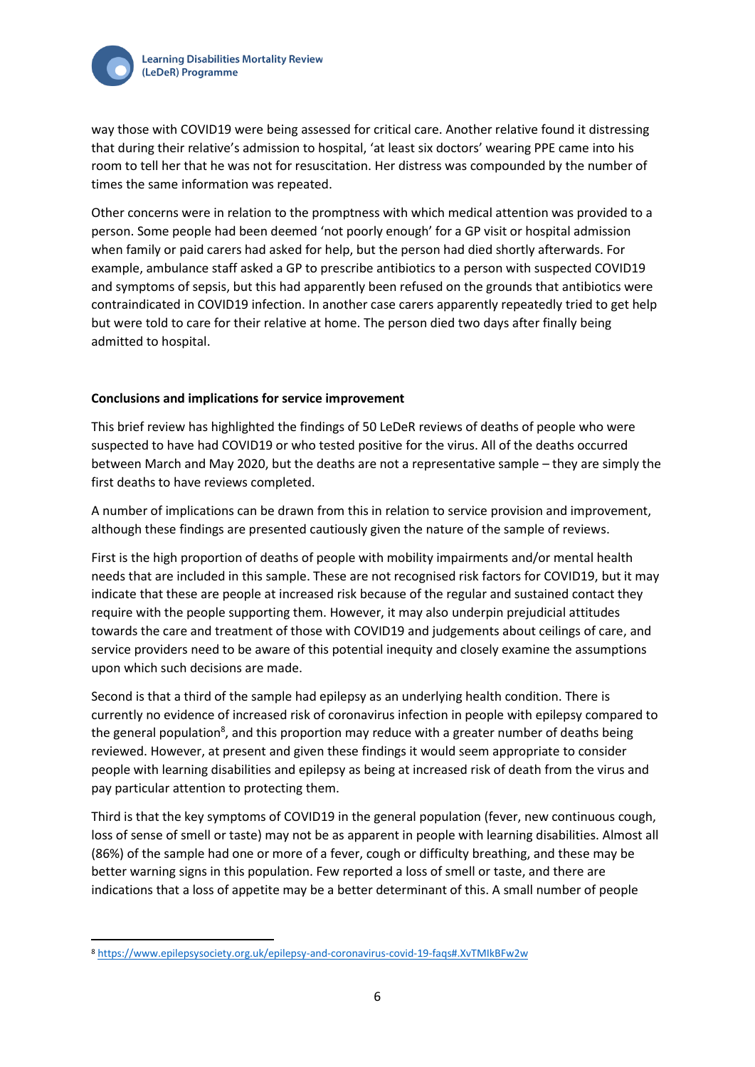way those with COVID19 were being assessed for critical care. Another relative found it distressing that during their relative's admission to hospital, 'at least six doctors' wearing PPE came into his room to tell her that he was not for resuscitation. Her distress was compounded by the number of times the same information was repeated.

Other concerns were in relation to the promptness with which medical attention was provided to a person. Some people had been deemed 'not poorly enough' for a GP visit or hospital admission when family or paid carers had asked for help, but the person had died shortly afterwards. For example, ambulance staff asked a GP to prescribe antibiotics to a person with suspected COVID19 and symptoms of sepsis, but this had apparently been refused on the grounds that antibiotics were contraindicated in COVID19 infection. In another case carers apparently repeatedly tried to get help but were told to care for their relative at home. The person died two days after finally being admitted to hospital.

**Conclusions and implications for service improvement**

This brief review has highlighted the findings of 50 LeDeR reviews of deaths of people who were suspected to have had COVID19 or who tested positive for the virus. All of the deaths occurred between March and May 2020, but the deaths are not a representative sample – they are simply the first deaths to have reviews completed.

A number of implications can be drawn from this in relation to service provision and improvement, although these findings are presented cautiously given the nature of the sample of reviews.

First is the high proportion of deaths of people with mobility impairments and/or mental health needs that are included in this sample. These are not recognised risk factors for COVID19, but it may indicate that these are people at increased risk because of the regular and sustained contact they require with the people supporting them. However, it may also underpin prejudicial attitudes towards the care and treatment of those with COVID19 and judgements about ceilings of care, and service providers need to be aware of this potential inequity and closely examine the assumptions upon which such decisions are made.

Second is that a third of the sample had epilepsy as an underlying health condition. There is currently no evidence of increased risk of coronavirus infection in people with epilepsy compared to the general population[8], and this proportion may reduce with a greater number of deaths being reviewed. However, at present and given these findings it would seem appropriate to consider people with learning disabilities and epilepsy as being at increased risk of death from the virus and pay particular attention to protecting them.

Third is that the key symptoms of COVID19 in the general population (fever, new continuous cough, loss of sense of smell or taste) may not be as apparent in people with learning disabilities. Almost all (86%) of the sample had one or more of a fever, cough or difficulty breathing, and these may be better warning signs in this population. Few reported a loss of smell or taste, and there are indications that a loss of appetite may be a better determinant of this. A small number of people

[8] https://www.epilepsysociety.org.uk/epilepsy-and-coronavirus-covid-19-faqs#.XvTMIkBFw2w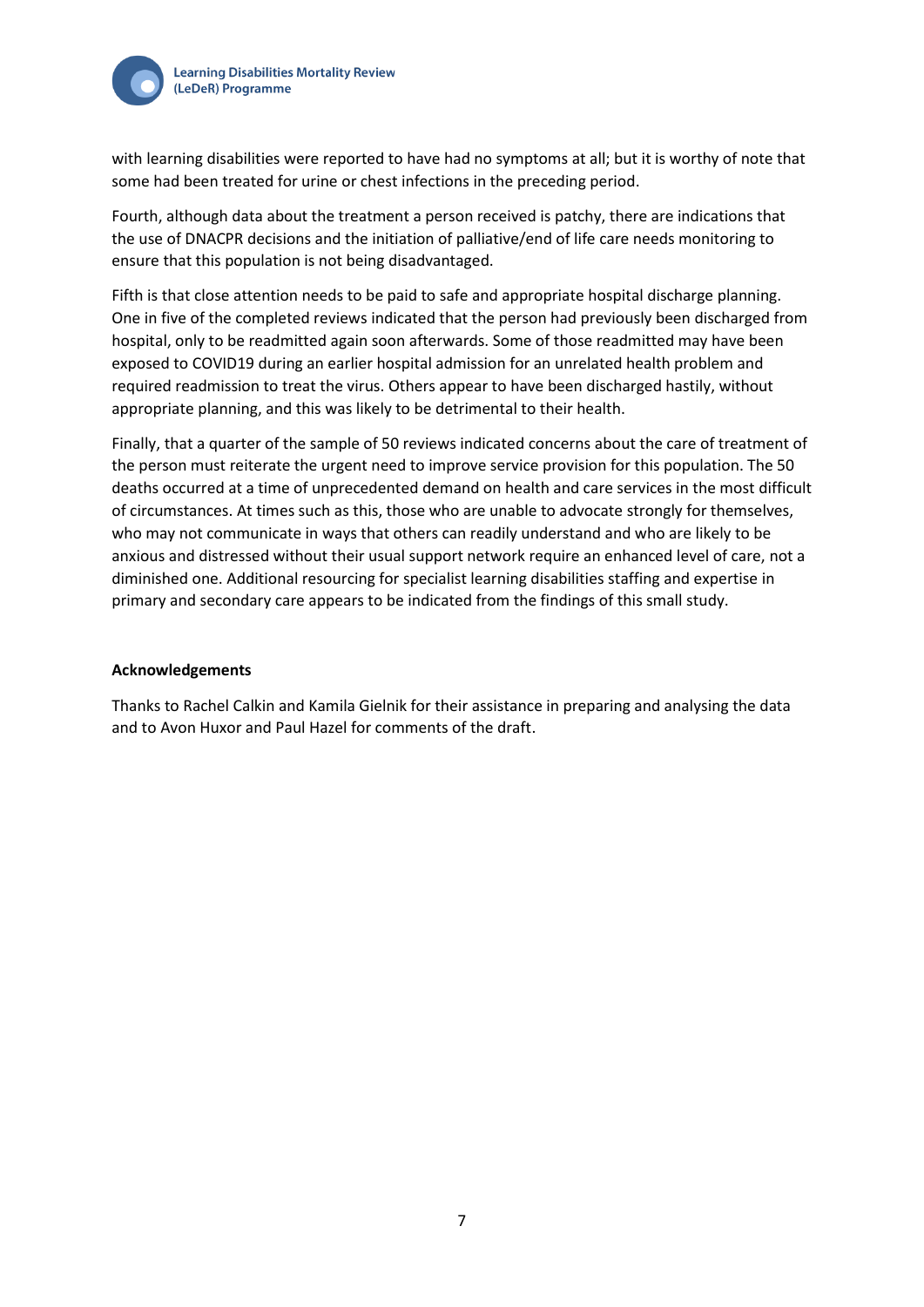with learning disabilities were reported to have had no symptoms at all; but it is worthy of note that some had been treated for urine or chest infections in the preceding period.

Fourth, although data about the treatment a person received is patchy, there are indications that the use of DNACPR decisions and the initiation of palliative/end of life care needs monitoring to ensure that this population is not being disadvantaged.

Fifth is that close attention needs to be paid to safe and appropriate hospital discharge planning. One in five of the completed reviews indicated that the person had previously been discharged from hospital, only to be readmitted again soon afterwards. Some of those readmitted may have been exposed to COVID19 during an earlier hospital admission for an unrelated health problem and required readmission to treat the virus. Others appear to have been discharged hastily, without appropriate planning, and this was likely to be detrimental to their health.

Finally, that a quarter of the sample of 50 reviews indicated concerns about the care of treatment of the person must reiterate the urgent need to improve service provision for this population. The 50 deaths occurred at a time of unprecedented demand on health and care services in the most difficult of circumstances. At times such as this, those who are unable to advocate strongly for themselves, who may not communicate in ways that others can readily understand and who are likely to be anxious and distressed without their usual support network require an enhanced level of care, not a diminished one. Additional resourcing for specialist learning disabilities staffing and expertise in primary and secondary care appears to be indicated from the findings of this small study.

**Acknowledgements**

Thanks to Rachel Calkin and Kamila Gielnik for their assistance in preparing and analysing the data and to Avon Huxor and Paul Hazel for comments of the draft.